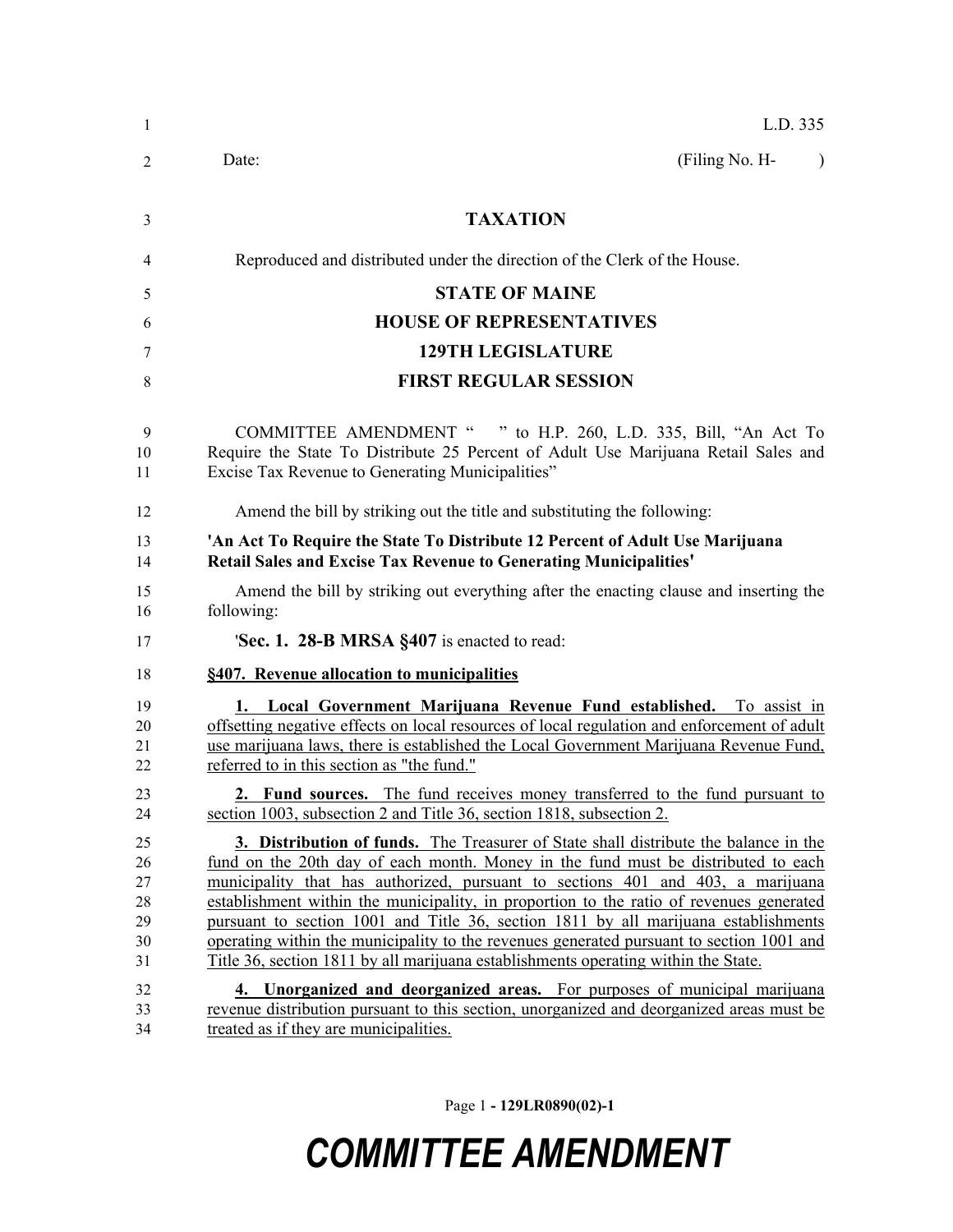L.D. 335

Date: (Filing No. H- )

# TAXATION

Reproduced and distributed under the direction of the Clerk of the House.

## STATE OF MAINE
## HOUSE OF REPRESENTATIVES
## 129TH LEGISLATURE
## FIRST REGULAR SESSION

COMMITTEE AMENDMENT " " to H.P. 260, L.D. 335, Bill, "An Act To Require the State To Distribute 25 Percent of Adult Use Marijuana Retail Sales and Excise Tax Revenue to Generating Municipalities"

Amend the bill by striking out the title and substituting the following:

**'An Act To Require the State To Distribute 12 Percent of Adult Use Marijuana Retail Sales and Excise Tax Revenue to Generating Municipalities'**

Amend the bill by striking out everything after the enacting clause and inserting the following:

'**Sec. 1. 28-B MRSA §407** is enacted to read:

**§407. Revenue allocation to municipalities**

**1. Local Government Marijuana Revenue Fund established.** To assist in offsetting negative effects on local resources of local regulation and enforcement of adult use marijuana laws, there is established the Local Government Marijuana Revenue Fund, referred to in this section as "the fund."

**2. Fund sources.** The fund receives money transferred to the fund pursuant to section 1003, subsection 2 and Title 36, section 1818, subsection 2.

**3. Distribution of funds.** The Treasurer of State shall distribute the balance in the fund on the 20th day of each month. Money in the fund must be distributed to each municipality that has authorized, pursuant to sections 401 and 403, a marijuana establishment within the municipality, in proportion to the ratio of revenues generated pursuant to section 1001 and Title 36, section 1811 by all marijuana establishments operating within the municipality to the revenues generated pursuant to section 1001 and Title 36, section 1811 by all marijuana establishments operating within the State.

**4. Unorganized and deorganized areas.** For purposes of municipal marijuana revenue distribution pursuant to this section, unorganized and deorganized areas must be treated as if they are municipalities.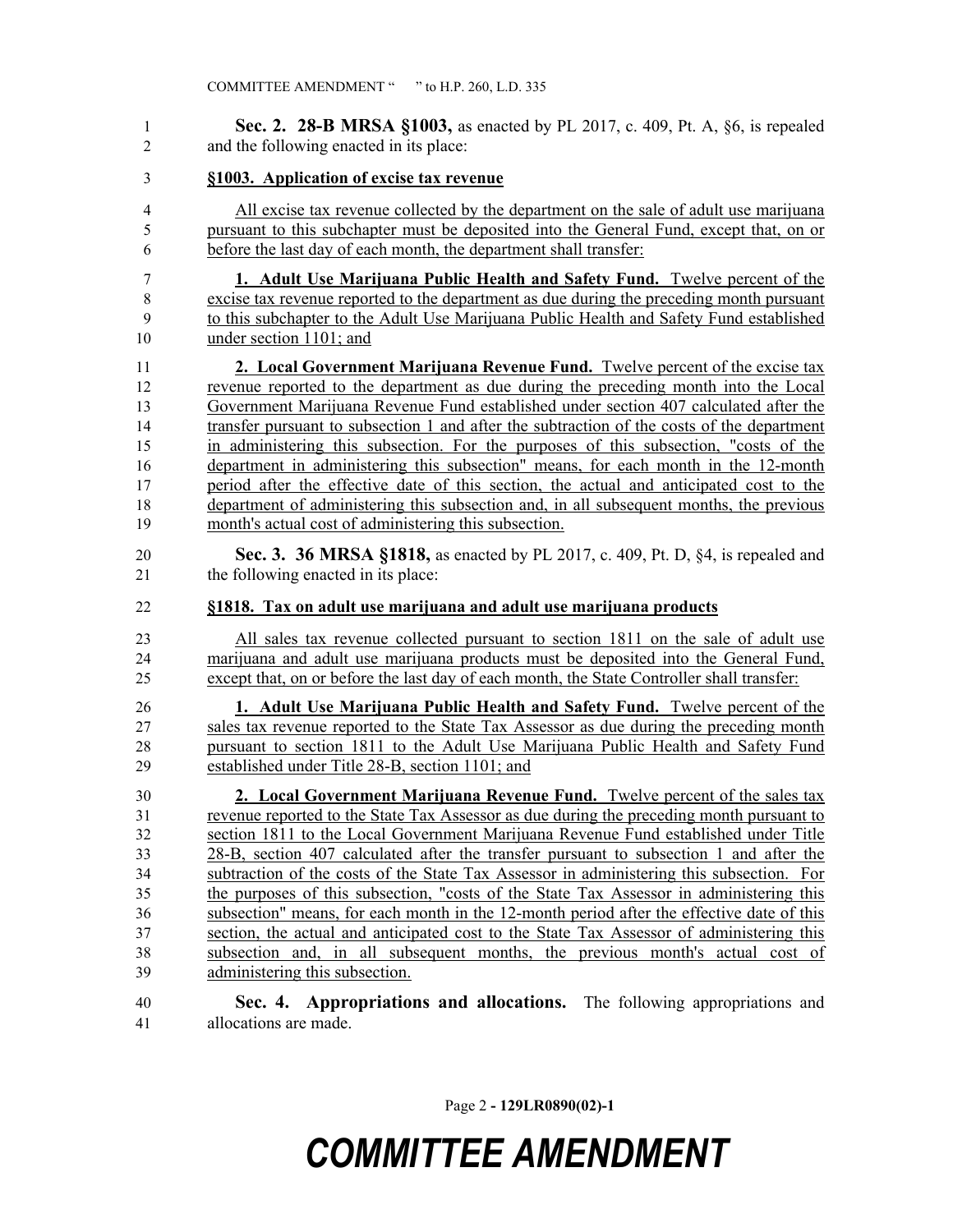**Sec. 2. 28-B MRSA §1003,** as enacted by PL 2017, c. 409, Pt. A, §6, is repealed and the following enacted in its place:

**§1003. Application of excise tax revenue**

All excise tax revenue collected by the department on the sale of adult use marijuana pursuant to this subchapter must be deposited into the General Fund, except that, on or before the last day of each month, the department shall transfer:

**1. Adult Use Marijuana Public Health and Safety Fund.** Twelve percent of the excise tax revenue reported to the department as due during the preceding month pursuant to this subchapter to the Adult Use Marijuana Public Health and Safety Fund established under section 1101; and

**2. Local Government Marijuana Revenue Fund.** Twelve percent of the excise tax revenue reported to the department as due during the preceding month into the Local Government Marijuana Revenue Fund established under section 407 calculated after the transfer pursuant to subsection 1 and after the subtraction of the costs of the department in administering this subsection. For the purposes of this subsection, "costs of the department in administering this subsection" means, for each month in the 12-month period after the effective date of this section, the actual and anticipated cost to the department of administering this subsection and, in all subsequent months, the previous month's actual cost of administering this subsection.

**Sec. 3. 36 MRSA §1818,** as enacted by PL 2017, c. 409, Pt. D, §4, is repealed and the following enacted in its place:

**§1818. Tax on adult use marijuana and adult use marijuana products**

All sales tax revenue collected pursuant to section 1811 on the sale of adult use marijuana and adult use marijuana products must be deposited into the General Fund, except that, on or before the last day of each month, the State Controller shall transfer:

**1. Adult Use Marijuana Public Health and Safety Fund.** Twelve percent of the sales tax revenue reported to the State Tax Assessor as due during the preceding month pursuant to section 1811 to the Adult Use Marijuana Public Health and Safety Fund established under Title 28-B, section 1101; and

**2. Local Government Marijuana Revenue Fund.** Twelve percent of the sales tax revenue reported to the State Tax Assessor as due during the preceding month pursuant to section 1811 to the Local Government Marijuana Revenue Fund established under Title 28-B, section 407 calculated after the transfer pursuant to subsection 1 and after the subtraction of the costs of the State Tax Assessor in administering this subsection. For the purposes of this subsection, "costs of the State Tax Assessor in administering this subsection" means, for each month in the 12-month period after the effective date of this section, the actual and anticipated cost to the State Tax Assessor of administering this subsection and, in all subsequent months, the previous month's actual cost of administering this subsection.

**Sec. 4. Appropriations and allocations.** The following appropriations and allocations are made.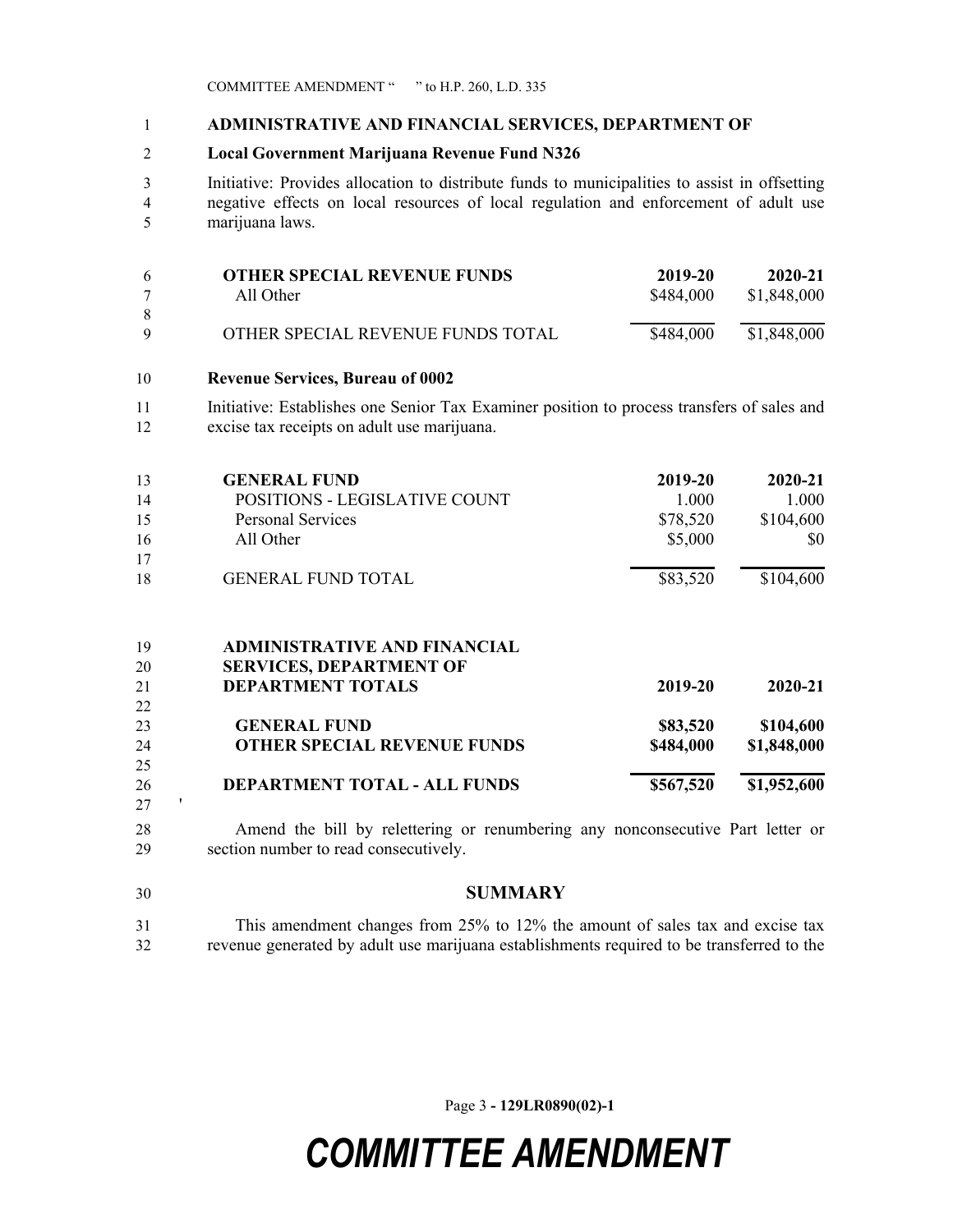**ADMINISTRATIVE AND FINANCIAL SERVICES, DEPARTMENT OF**

**Local Government Marijuana Revenue Fund N326**

Initiative: Provides allocation to distribute funds to municipalities to assist in offsetting negative effects on local resources of local regulation and enforcement of adult use marijuana laws.

| **OTHER SPECIAL REVENUE FUNDS** | **2019-20** | **2020-21** |
|---|---|---|
| All Other | $484,000 | $1,848,000 |
| OTHER SPECIAL REVENUE FUNDS TOTAL | $484,000 | $1,848,000 |

**Revenue Services, Bureau of 0002**

Initiative: Establishes one Senior Tax Examiner position to process transfers of sales and excise tax receipts on adult use marijuana.

| **GENERAL FUND** | **2019-20** | **2020-21** |
|---|---|---|
| POSITIONS - LEGISLATIVE COUNT | 1.000 | 1.000 |
| Personal Services | $78,520 | $104,600 |
| All Other | $5,000 | $0 |
| GENERAL FUND TOTAL | $83,520 | $104,600 |

| **ADMINISTRATIVE AND FINANCIAL SERVICES, DEPARTMENT OF DEPARTMENT TOTALS** | **2019-20** | **2020-21** |
|---|---|---|
| **GENERAL FUND** | **$83,520** | **$104,600** |
| **OTHER SPECIAL REVENUE FUNDS** | **$484,000** | **$1,848,000** |
| **DEPARTMENT TOTAL - ALL FUNDS** | **$567,520** | **$1,952,600** |

'

Amend the bill by relettering or renumbering any nonconsecutive Part letter or section number to read consecutively.

## SUMMARY

This amendment changes from 25% to 12% the amount of sales tax and excise tax revenue generated by adult use marijuana establishments required to be transferred to the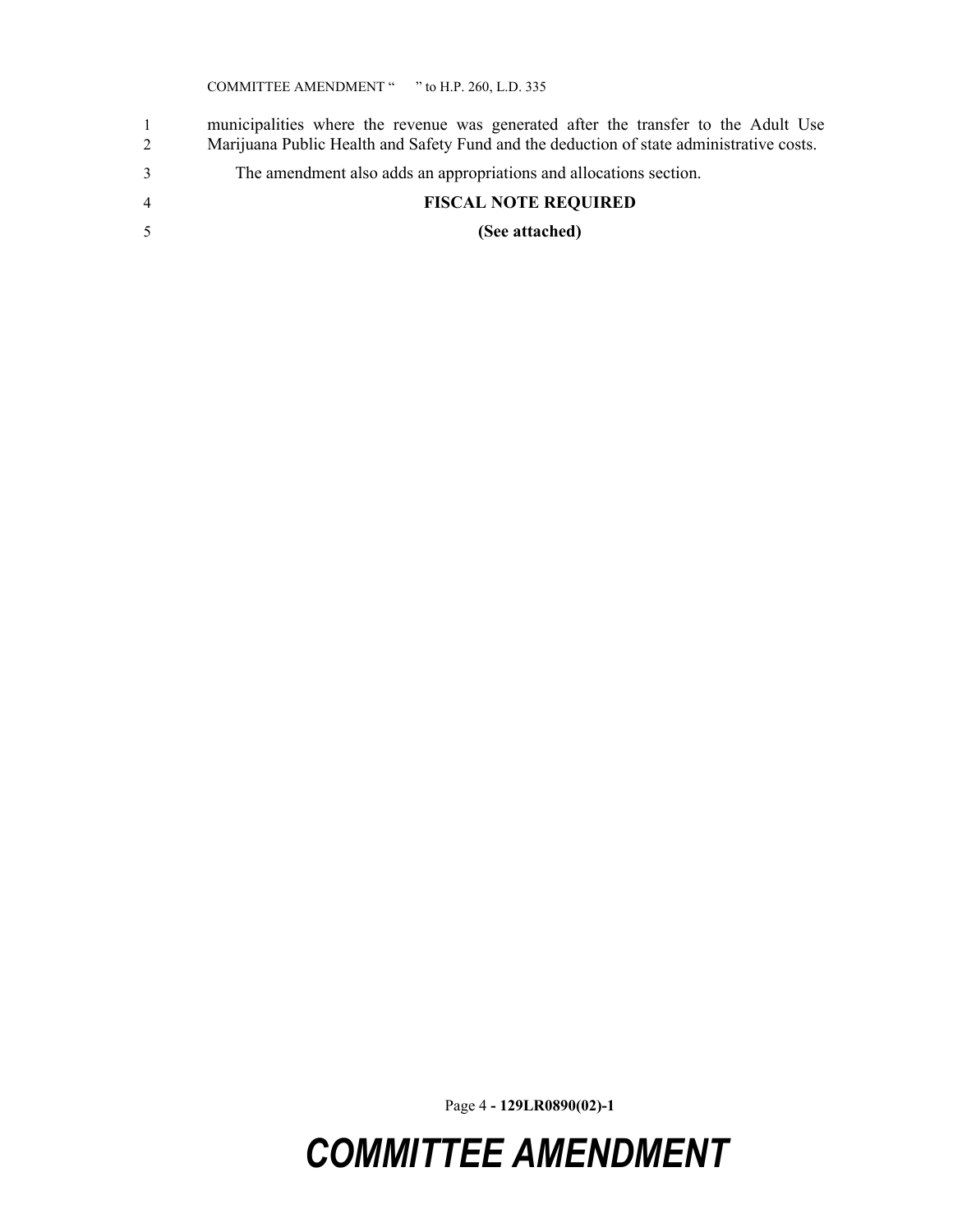municipalities where the revenue was generated after the transfer to the Adult Use Marijuana Public Health and Safety Fund and the deduction of state administrative costs.

The amendment also adds an appropriations and allocations section.

**FISCAL NOTE REQUIRED**

**(See attached)**